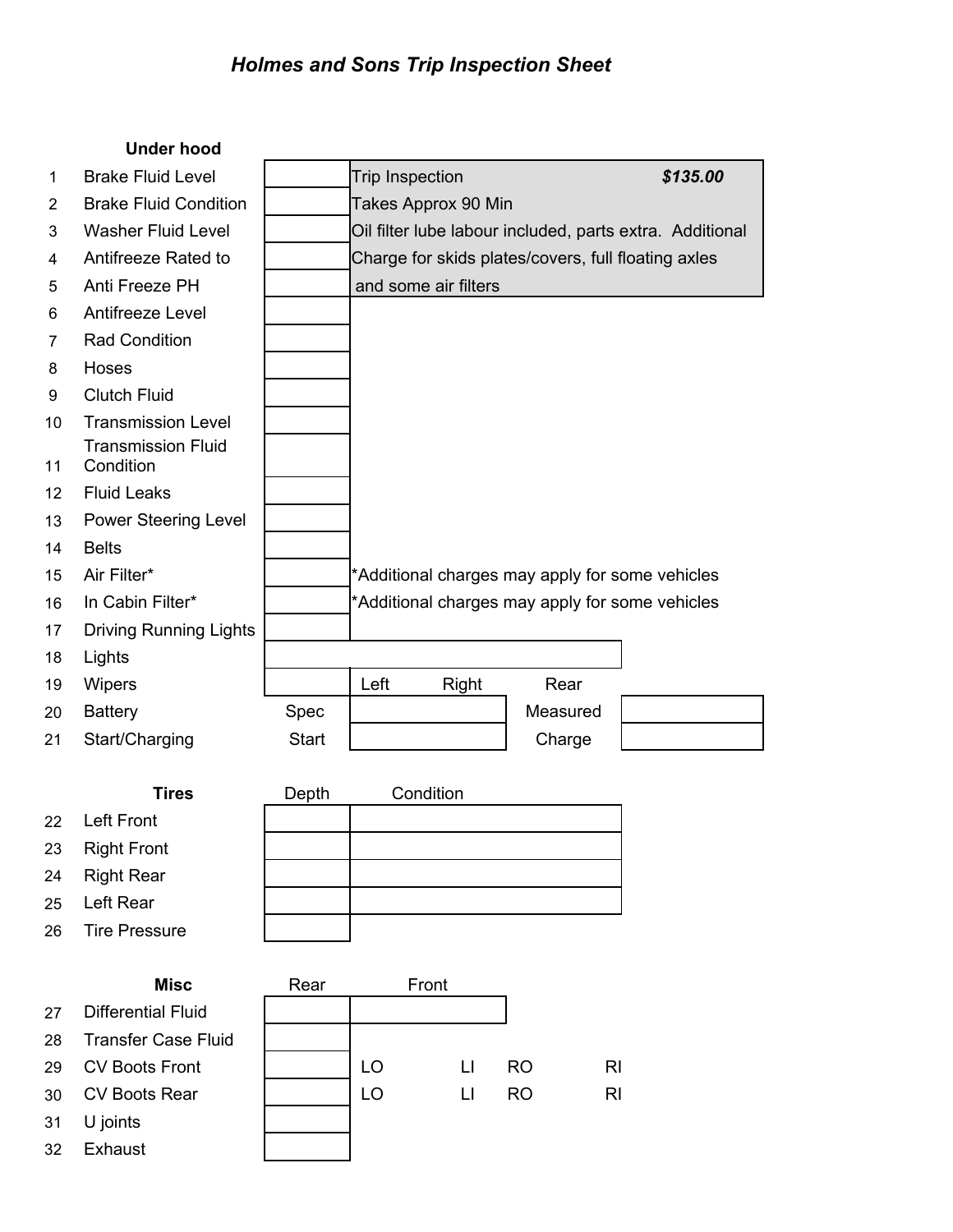# *Holmes and Sons Trip Inspection Sheet*

| | **Under hood** | | | | | |
|---|---|---|---|---|---|---|
| 1 | Brake Fluid Level | | Trip Inspection | | | ***$135.00*** |
| 2 | Brake Fluid Condition | | Takes Approx 90 Min | | | |
| 3 | Washer Fluid Level | | Oil filter lube labour included, parts extra. Additional | | | |
| 4 | Antifreeze Rated to | | Charge for skids plates/covers, full floating axles | | | |
| 5 | Anti Freeze PH | | and some air filters | | | |
| 6 | Antifreeze Level | | | | | |
| 7 | Rad Condition | | | | | |
| 8 | Hoses | | | | | |
| 9 | Clutch Fluid | | | | | |
| 10 | Transmission Level | | | | | |
| 11 | Transmission Fluid Condition | | | | | |
| 12 | Fluid Leaks | | | | | |
| 13 | Power Steering Level | | | | | |
| 14 | Belts | | | | | |
| 15 | Air Filter* | | *Additional charges may apply for some vehicles | | | |
| 16 | In Cabin Filter* | | *Additional charges may apply for some vehicles | | | |
| 17 | Driving Running Lights | | | | | |
| 18 | Lights | | | | | |
| 19 | Wipers | | Left | Right | Rear | |
| 20 | Battery | Spec | | | Measured | |
| 21 | Start/Charging | Start | | | Charge | |

| | **Tires** | Depth | Condition |
|---|---|---|---|
| 22 | Left Front | | |
| 23 | Right Front | | |
| 24 | Right Rear | | |
| 25 | Left Rear | | |
| 26 | Tire Pressure | | |

| | **Misc** | Rear | Front | | | |
|---|---|---|---|---|---|---|
| 27 | Differential Fluid | | | | | |
| 28 | Transfer Case Fluid | | | | | |
| 29 | CV Boots Front | | LO | LI | RO | RI |
| 30 | CV Boots Rear | | LO | LI | RO | RI |
| 31 | U joints | | | | | |
| 32 | Exhaust | | | | | |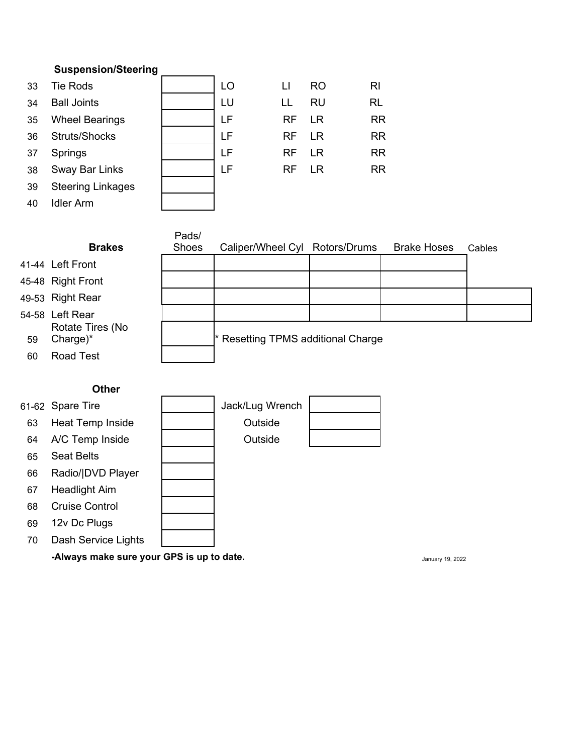## Suspension/Steering

| # | Item | | | | | |
|---|---|---|---|---|---|---|
| 33 | Tie Rods | | LO | LI | RO | RI |
| 34 | Ball Joints | | LU | LL | RU | RL |
| 35 | Wheel Bearings | | LF | RF | LR | RR |
| 36 | Struts/Shocks | | LF | RF | LR | RR |
| 37 | Springs | | LF | RF | LR | RR |
| 38 | Sway Bar Links | | LF | RF | LR | RR |
| 39 | Steering Linkages | | | | | |
| 40 | Idler Arm | | | | | |

## Brakes

| # | Brakes | Pads/ Shoes | Caliper/Wheel Cyl | Rotors/Drums | Brake Hoses | Cables |
|---|---|---|---|---|---|---|
| 41-44 | Left Front | | | | | |
| 45-48 | Right Front | | | | | |
| 49-53 | Right Rear | | | | | |
| 54-58 | Left Rear | | | | | |
| 59 | Rotate Tires (No Charge)* | | * Resetting TPMS additional Charge | | | |
| 60 | Road Test | | | | | |

## Other

| # | Item | | | |
|---|---|---|---|---|
| 61-62 | Spare Tire | | Jack/Lug Wrench | |
| 63 | Heat Temp Inside | | Outside | |
| 64 | A/C Temp Inside | | Outside | |
| 65 | Seat Belts | | | |
| 66 | Radio/|DVD Player | | | |
| 67 | Headlight Aim | | | |
| 68 | Cruise Control | | | |
| 69 | 12v Dc Plugs | | | |
| 70 | Dash Service Lights | | | |

**-Always make sure your GPS is up to date.**

January 19, 2022